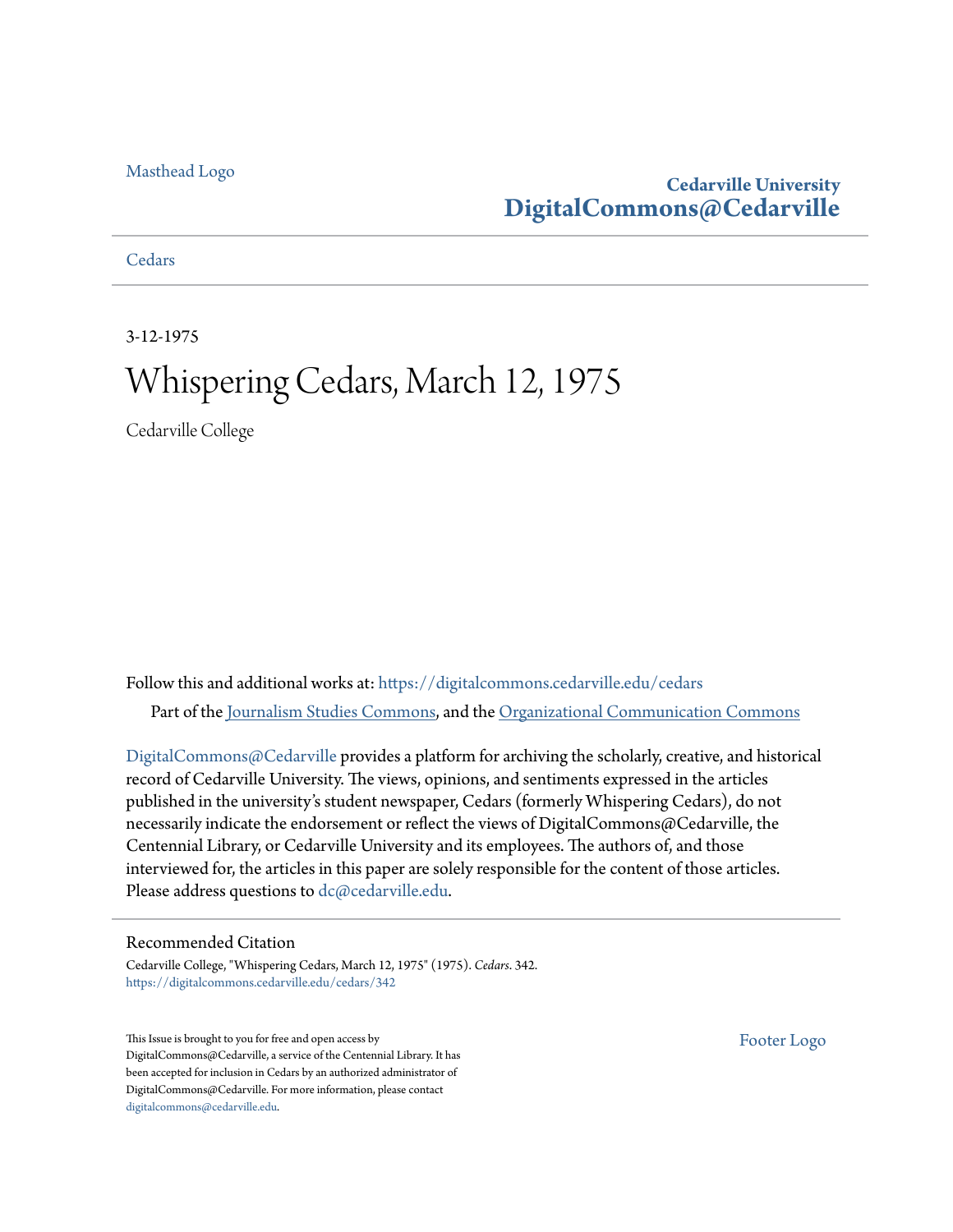Masthead Logo

**Cedarville University**
**DigitalCommons@Cedarville**

Cedars

3-12-1975

# Whispering Cedars, March 12, 1975

Cedarville College

Follow this and additional works at: https://digitalcommons.cedarville.edu/cedars

Part of the Journalism Studies Commons, and the Organizational Communication Commons

DigitalCommons@Cedarville provides a platform for archiving the scholarly, creative, and historical record of Cedarville University. The views, opinions, and sentiments expressed in the articles published in the university's student newspaper, Cedars (formerly Whispering Cedars), do not necessarily indicate the endorsement or reflect the views of DigitalCommons@Cedarville, the Centennial Library, or Cedarville University and its employees. The authors of, and those interviewed for, the articles in this paper are solely responsible for the content of those articles. Please address questions to dc@cedarville.edu.

## Recommended Citation

Cedarville College, "Whispering Cedars, March 12, 1975" (1975). *Cedars*. 342.
https://digitalcommons.cedarville.edu/cedars/342

This Issue is brought to you for free and open access by DigitalCommons@Cedarville, a service of the Centennial Library. It has been accepted for inclusion in Cedars by an authorized administrator of DigitalCommons@Cedarville. For more information, please contact digitalcommons@cedarville.edu.

Footer Logo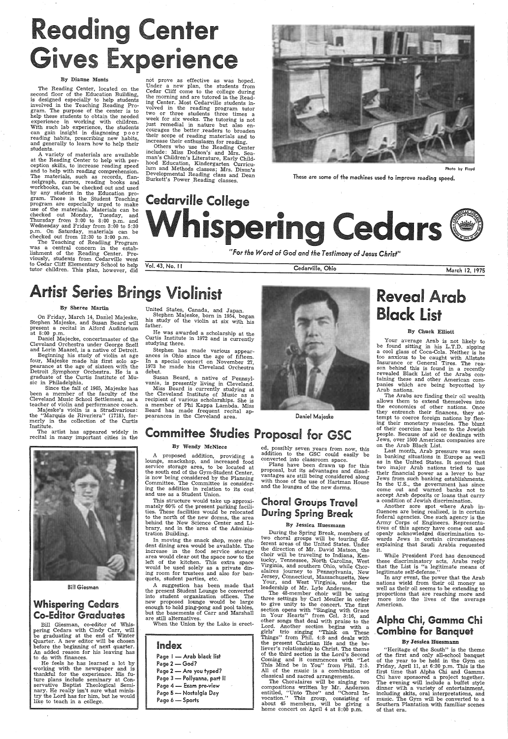# Reading Center Gives Experience

By Dianne Monts

The Reading Center, located on the second floor of the Education Building, is designed especially to help students involved in the Teaching Reading Program. The purpose of the center is to help these students to obtain the needed experience in working with children. With such lab experience, the students can gain insight in diagnosing poor reading habits, prescribing new habits, and generally to learn how to help their students.

A variety of materials are available at the Reading Center to help with perception skills, to increase reading speed and to help with reading comprehension. The materials, such as records, flannelgraph, games, reading books and workbooks, can be checked out and used by any student in the Education program. Those in the Student Teaching program are especially urged to make use of the materials. Materials can be checked out Monday, Tuesday, and Thursday from 3:00 to 8:00 p.m. and Wednesday and Friday from 3:00 to 5:30 p.m. On Saturday, materials can be checked out from 12:30 to 3:00 p.m.

The Teaching of Reading Program was a central concern in the establishment of the Reading Center. Previously, students from Cedarville went to Cedar Cliff Elementary School to help tutor children. This plan, however, did not prove as effective as was hoped. Under a new plan, the students from Cedar Cliff come to the college during the morning and are tutored in the Reading Center. Most Cedarville students involved in the reading program tutor two or three students three times a week for six weeks. The tutoring is not just remedial in nature but also encourages the better readers to broaden their scope of reading materials and to increase their enthusiasm for reading.

Others who use the Reading Center include: Miss Dodson's and Mrs. Seaman's Children's Literature, Early Childhood Education, Kindergarten Curriculum and Methods classes; Mrs. Dixon's Developmental Reading class and Dean Burkett's Power Reading classes.

Photo by Floyd

These are some of the machines used to improve reading speed.

# Cedarville College Whispering Cedars

*"For the Word of God and the Testimony of Jesus Christ"*

Vol. 43, No. 11 — Cedarville, Ohio — March 12, 1975

## Artist Series Brings Violinist

By Sheree Martin

On Friday, March 14, Daniel Majeske, Stephen Majeske, and Susan Beard will present a recital in Alford Auditorium at 8:00 p.m.

Daniel Majecke, concertmaster of the Cleveland Orchestra under George Snell and Lorin Maazel, is a native of Detroit.

Beginning his study of violin at age four, Majeske made his first solo appearance at the age of sixteen with the Detroit Symphony Orchestra. He is a graduate of the Curtis Institute of Music in Philadelphia.

Since the fall of 1965, Majeske has been a member of the faculty of the Cleveland Music School Settlement, as a teacher of violin and performance coach.

Majeske's violin is a Stradivarious: the "Marquis de Riveriera" (1718), formerly in the collection of the Curtis Institute.

The artist has appeared widely in recital in many important cities in the United States, Canada, and Japan.

Stephen Majeske, born in 1954, began his study of the violin at six with his father.

He was awarded a scholarship at the Curtis Institute in 1972 and is currently studying there.

Stephen has made various appearances in Ohio since the age of fifteen. In a special concert on November 27, 1973 he made his Cleveland Orchestra debut.

Susan Beard, a native of Pennsylvania, is presently living in Cleveland. Miss Beard is currently studying at the Cleveland Institute of Music as a recipient of various scholarships. She is a member of Phi Kappa Lambda. Miss Beard has made frequent recital appearances in the Cleveland area.

Daniel Majeske

## Reveal Arab Black List

By Chuck Elliott

Your average Arab is not likely to be found sitting in his L.T.D. sipping a cool glass of Coca-Cola. Neither is he too anxious to be caught with Allstate Insurance or General Tires. The reason behind this is found in a recently revealed Black List of the Arabs containing these and other American companies which are being boycotted by Arab nations.

The Arabs are finding their oil wealth allows them to extend themselves into the economics of other nations. Once they entrench their finances, they attempt to coerce foreign nations by flexing their monetary muscles. The blunt of their coercion has been to the Jewish people. Because of aid or dealings with Jews, over 1500 American companies are on the Arab Black List.

Last month, Arab pressure was seen in banking situations in Europe as well as in the United States. It semed that two major Arab nations tried to use their financial power as a lever to bar Jews from such banking establishments. In the U.S., the government has since come out and warned banks not to accept Arab deposits or loans that carry a condition of Jewish discrimination.

Another sore spot where Arab influences are being realized, is in certain federal agencies. One such agency is the Army Corps of Engineers. Representatives of this agency have come out and openly acknowledged discrimination towards Jews in certain circumstances explaining that Saudi Arabia requested it.

While President Ford has denounced these discriminatory acts, Arabs reply that the List is "a legitimate means of legitimate self-defense."

In any event, the power that the Arab nations wield from their oil money as well as their oil seems to be extending to proportions that are reaching more and more into the lives of the average American.

## Committee Studies Proposal for GSC

By Wendy McNiece

A proposed addition, providing a lounge, snackshop, and increased food service storage area, to be located at the south end of the Gym-Student Center, is now being considered by the Planning Committee. The Committee is considering the addition in relation to its cost and use as a Student Union.

This structure would take up approximately 60% of the present parking facilities. These facilities would be relocated to the north of the new dorms, the area behind the New Science Center and Library, and in the area of the Administration Building.

In moving the snack shop, more student dining area would be available. The increase in the food service storage area would clear out the space now to the left of the kitchen. This extra space would be used solely as a private dining room for trustees and also for banquets, student parties, etc.

A suggestion has been made that the present Student Lounge be converted into student organization offices. The new proposed lounge would be large enough to hold ping-pong and pool tables, but the basements of Carr and Marshall are still alternatives.

When the Union by the Lake is erected, possibly seven years from now, this addition to the GSC could easily be converted into classroom space.

Plans have been drawn up for this proposal, but its advantages and disadvantages are still being considered along with those of the use of Hartman House and the lounges of the new dorms.

## Choral Groups Travel During Spring Break

By Jessica Huesmann

During the Spring Break, members of two choral groups will be touring different areas of the United States. Under the direction of Mr. David Matson, the choir will be traveling to Indiana, Kentucky, Tennessee, North Carolina, West Virginia, and southern Ohio, while Choralaires journey to Pennsylvania, New Jersey, Connecticut, Massachusetts, New York, and West Virginia, under the leadership of Mr. Lyle Anderson.

The 48-member choir will be using three settings by Carl Meuller in order to give unity to the concert. The first section opens with "Singing with Grace in Your Hearts" from Col. 3:16, and other songs that deal with praise to the Lord. Another section begins with a girls' trio singing "Think on These Things" from Phil. 4:8 and deals with the present Christian life and the believer's relationship to Christ. The theme of the third section is the Lord's Second Coming and it commences with "Let This Mind be in You" from Phil. 2:5. All of the music is a combination of classical and sacred arrangements.

The Choralaires will be singing two compositions written by Mr. Anderson entitled, "Unto Thee" and "Choral Invocation." This group, consisting of about 45 members, will be giving a home concert on April 4 at 8:00 p.m.

Bill Giesman

## Whispering Cedars Co-Editor Graduates

Bill Giesman, co-editor of Whispering Cedars with Cindy Carr, will be graduating at the end of Winter Quarter. A new editor will be chosen before the beginning of next quarter. An added reason for his leaving has to do with finances.

He feels he has learned a lot by working with the newspaper and is thankful for the experience. His future plans include seminary at Conservative Baptist Theological Seminary. He really isn't sure what ministry the Lord has for him, but he would like to teach in a college.

## Index

Page 1 — Arab black list
Page 2 — God?
Page 2 — Are you typed?
Page 3 — Pollyanna, part II
Page 4 — Exam pre-view
Page 5 — Nostalgia Day
Page 6 — Sports

## Alpha Chi, Gamma Chi Combine for Banquet

By Jessica Huesmann

"Heritage of the South" is the theme of the first and only all-school banquet of the year to be held in the Gym on Friday, April 11, at 6:30 p.m. This is the first time that Alpha Chi and Gamma Chi have sponsored a project together. The evening will include a buffet style dinner with a variety of entertainment, including skits, oral interpretations, and music. The Gym will be converted to a Southern Plantation with familiar scenes of that era.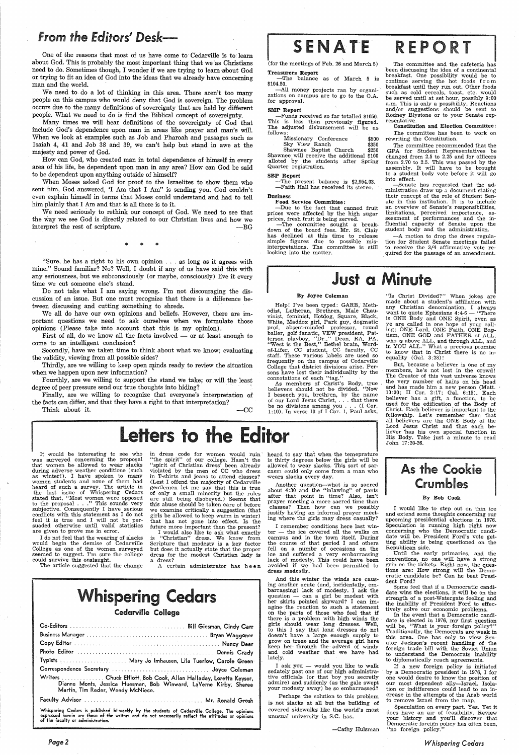## From the Editors' Desk—

One of the reasons that most of us have come to Cedarville is to learn about God. This is probably the most important thing that we as Christians need to do. Sometimes though, I wonder if we are trying to learn about God or trying to fit an idea of God into the ideas that we already have concerning man and the world.

We need to do a lot of thinking in this area. There aren't too many people on this campus who would deny that God is sovereign. The problem occurs due to the many definitions of sovereignty that are held by different people. What we need to do is find the Biblical concept of sovereignty.

Many times we will hear definitions of the sovereignty of God that include God's dependence upon man in areas like prayer and man's will. When we look at examples such as Job and Pharoah and passages such as Isaiah 4, 41 and Job 38 and 39, we can't help but stand in awe at the majesty and power of God.

How can God, who created man in total dependence of himself in every area of his life, be dependent upon man in any area? How can God be said to be dependent upon anything outside of himself?

When Moses asked God for proof to the Israelites to show them who sent him, God answered, 'I Am that I Am" is sending you. God couldn't even explain himself in terms that Moses could understand and had to tell him plainly that I Am and that is all there is to it.

We need seriously to rethink our concept of God. We need to see that the way we see God is directly related to our Christian lives and how we interpret the rest of scripture. —BG

\* \* \*

"Sure, he has a right to his own opinion . . . as long as it agrees with mine." Sound familiar? No? Well, I doubt if any of us have said this with any seriousness, but we subconsciously (or maybe, consciously) live it every time we cut someone else's stand.

Do not take what I am saying wrong. I'm not discouraging the discussion of an issue. But one must recognize that there is a difference between discussing and cutting something to shreds.

We all do have our own opinions and beliefs. However, there are important questions we need to ask ourselves when we formulate those opinions (Please take into account that this is my opinion).

First of all, do we know all the facts involved — or at least enough to come to an intelligent conclusion?

Secondly, have we taken time to think about what we know; evaluating the validity, viewing from all possible sides?

Thirdly, are we willing to keep open minds ready to review the situation when we happen upon new information?

Fourthly, are we willing to support the stand we take; or will the least degree of peer pressure send our true thoughts into hiding?

Finally, are we willing to recognize that everyone's interpretation of the facts can differ, and that they have a right to that interpretation?

Think about it. —CC

# SENATE REPORT

(for the meetings of Feb. 26 and March 5)

**Treasurers Report**

—The balance as of March 5 is $104.50.

—All money projects ran by organizations on campus are to go to the O.A. for approval.

**SMP Report**

—Funds received so far totalled $1050. This is less than previously figured. The adjusted disbursement will be as follows:

| | |
|---|---|
| Missionary Conference | $500 |
| Sky View Ranch | $350 |
| Shawnee Baptist Church | $250 |

Shawnee will receive the additional $100 allotted by the students after Spring Quarter registration.

**SBP Report**

—The present balance is $2,954.03.

—Faith Hall has received its stereo.

**Business**

**Food Service Committee:**

—Due to the fact that canned fruit prices were affected by the high sugar prices, fresh fruit is being served.

—The committee sought a breakdown of the board fees. Mr. St. Clair has declined at this time to release simple figures due to possible misinterpretations. The committee is still looking into the matter.

The committee and the cafeteria has been discussing the idea of a continental breakfast. One possibility would be to continue serving the hot foods from breakfast until they run out. Other foods such as cold cereals, toast, etc. would be served until at set hour, possibly 9:00 a.m. This is only a possibility. Reactions and/or suggestions should be sent to Rodney Blystone or to your Senate representative.

**Constitution and Election Committee:**

The committee has been to work on rewriting the Constitution.

The committee recommended that the GPA for Student Representatives be changed from 2.5 to 2.25 and for officers from 2.70 to 2.5. This was passed by the assembly. It will have to be brought to a student body vote before it will go into effect.

—Senate has requested that the administration draw up a document stating their concept of the role of Student Senate in this institution. It is to include an overview of Senate's responsibilities, limitations, perceived importance, assessment of performances and the influential capacity of Senate upon the student body and the administration.

—A motion to drop the dress regulation for Student Senate meetings failed to receive the 3/4 affirmative vote required for the passage of an amendment.

# Just a Minute

**By Joyce Coleman**

Help! I've been typed: GARB, Methodist, Lutheran, Brethren, Male Chauvinist, feminist, Hotdog, Square, Black, White, Maddox girl, Park guy, dogmatic prof, absent-minded professor, round baller, golf fanatic, VEW president, Patterson playboy, "Dr.," Dean, RA, PA, "West is the Best," Bethel brain, Word-of-Lifer, CC student, CC faculty, CC staff. These various labels are used so frequently on the campus of Cedarville College that district divisions arise. Persons have lost their individuality by the connotations of each "tag."

As members of Christ's Body, true believers should not be divided. "Now I beseech you, brethren, by the name of our Lord Jesus Christ, . . . that there be no divisions among you . . . (I Cor. 1:10). In verse 13 of I Cor. 1, Paul asks, "Is Christ Divided?" When jokes are made about a student's affiliation with any Christian denomination, I always want to quote Ephesians 4:4-6 — "There is ONE Body and ONE Spirit, even as ye are called in one hope of your calling; ONE Lord, ONE Faith, ONE Baptism, ONE GOD and FATHER of ALL, who is above ALL, and through ALL, and in YOU ALL." What a precious promise to know that in Christ there is no inequality (Gal. 3:28)!

But, because a believer is one of my members, he's not lost in the crowd! The Creator of this vast universe knows the very number of hairs on his head and has made him a new person (Matt. 10:30; II Cor. 2:17; Gal. 6:15). Each believer has a gift, a function, to be used for the edification of the Body of Christ. Each believer is important to the fellowship. Let's remember then that all believers are the ONE Body of the Lord Jesus Christ and that each believer has his own special function in His Body. Take just a minute to read John 17:20-26.

# Letters to the Editor

It would be interesting to see who was surveyed concerning the proposal that women be allowed to wear slacks during adverse weather conditions (such as winter!). I have spoken to many women students and none of them had heard of such a survey. The article in the last issue of Whispering Cedars stated that, "Most women were opposed to the proposal . . ." This sounds very subjective. Consequently I have serious conflicts with this statement as I do not feel it is true and I will not be persuaded otherwise until valid statistics are given to prove me in error.

I do not feel that the wearing of slacks would begin the demise of Cedarville College as one of the women surveyed seemed to suggest. I'm sure the college could survive this onslaught.

The article suggested that the change in dress code for women would ruin "the spirit" of our college. Hasn't the "spirit of Christian dress" been already violated by the men of CC who dress in T-shirts and jeans to attend classes? (Lest I offend the majority of Cedarville gentlemen let me say that this is true of only a small minority but the rules are still being disobeyed.) Seems that this abuse should be taken care of before we examine critically a suggestion (that girls be allowed to keep warm in winter) that has not gone into effect. Is the future more important than the present?

I would also like to ask what exactly is "Christian" dress. We know from Scripture that modesty is a key factor but does it actually state that the proper dress for the modest Christian lady is a dress?

A certain administrator has been heard to say that when the temperature is thirty degrees below the girls will be allowed to wear slacks. This sort of sarcasm could only come from a man who wears slacks every day.

Another question—what is so sacred about 4:30 and the "inlawing" of pants after that point in time? Also, isn't prayer meeting a more sacred time than classes? Then how can we possibly justify having an informal prayer meeting where the girls may dress casually?

I remember conditions here last winter — the ice covered all the walks on campus and in the town itself. During the course of that period I and others fell on a numbr of occasions on the ice and suffered a very embarrassing lack of modesty. This could have been avoided if we had been permitted to dress **modestly**.

And this winter the winds are causing another acute (and, incidentally, embarrassing) lack of modesty. I ask the question — can a girl be modest with her skirts pointed skyward? I can imagine the reaction to such a statement on the parts of those who feel that if there is a problem with high winds the girls should wear long dresses. Well, to this I say that long dresses do not doesn't have a large enough supply to grow on trees and the average girl here keep her through the advent of windy and cold weather that we have had lately.

I ask you — would you like to walk sedately past one of our high administrative officials (or that boy you secretly admire) and suddenly (as the gale swept your modesty away) be so embarrassed?

Perhaps the solution to this problem is not slacks at all but the building of covered sidewalks like the world's most unusual university in S.C. has.

—Cathy Hulsman

# As the Cookie Crumbles

**By Bob Cook**

I would like to step out on thin ice and extend some thoughts concerning our upcoming presidential elections in 1976. Speculation is running high right now concerning who the Democratic candidate will be. President Ford's vote getting ability is being questioned on the Republican side.

Until the early primaries, and the conventions, no one will have a strong grip on the tickets. Right now, the questions are: How strong will the Democratic candidate be? Can he beat President Ford?

Some feel that if a Democratic candidate wins the elections, it will be on the strength of a post-Watergate feeling and the inability of President Ford to effectively solve our economic problems.

In the event that a Democratic candidate is elected in 1976, my first question will be, "What is your foreign policy?" Traditionally, the Democrats are weak in this area. One has only to view Senator Jackson's recent handling of the foreign trade bill with the Soviet Union to understand the Democrats inability to diplomatically reach agreements.

If a new foreign policy is initiated by a Democratic president in 1976, I for one would desire to know the position of our most dependent ally—Israel. Isolation or indifference could lead to an increase in the attempts of the Arab world to remove Israel from the map.

Speculation on every part. Yes. Yet it does have an air of feasibility. Review your history and you'll discover that Democratic foreign policy has often been, "no foreign policy."

# Whispering Cedars

### Cedarville College

Co-Editors ........ Bill Giesman, Cindy Carr

Business Manager ........ Bryan Waggoner

Copy Editor ........ Nancy Dear

Photo Editor ........ Dennis Crady

Typists ........ Mary Jo Imhausen, Lila Tuerlow, Carole Green

Correspondence Secretary ........ Joyce Coleman

Writers ........ Chuck Elliott, Bob Cook, Allan Halladay, Loretta Keysor, Dianne Monts, Jessica Huesman, Bob Winward, LaVerne Kirby, Sheree Martin, Tim Reder, Wendy McNiece.

Faculty Advisor ........ Mr. Ronald Grosh

Whispering Cedars is published bi-weekly by the students of Cedarville College. The opinions expressed herein are those of the writers and do not necessarily reflect the attitudes or opinions of the faculty or administration.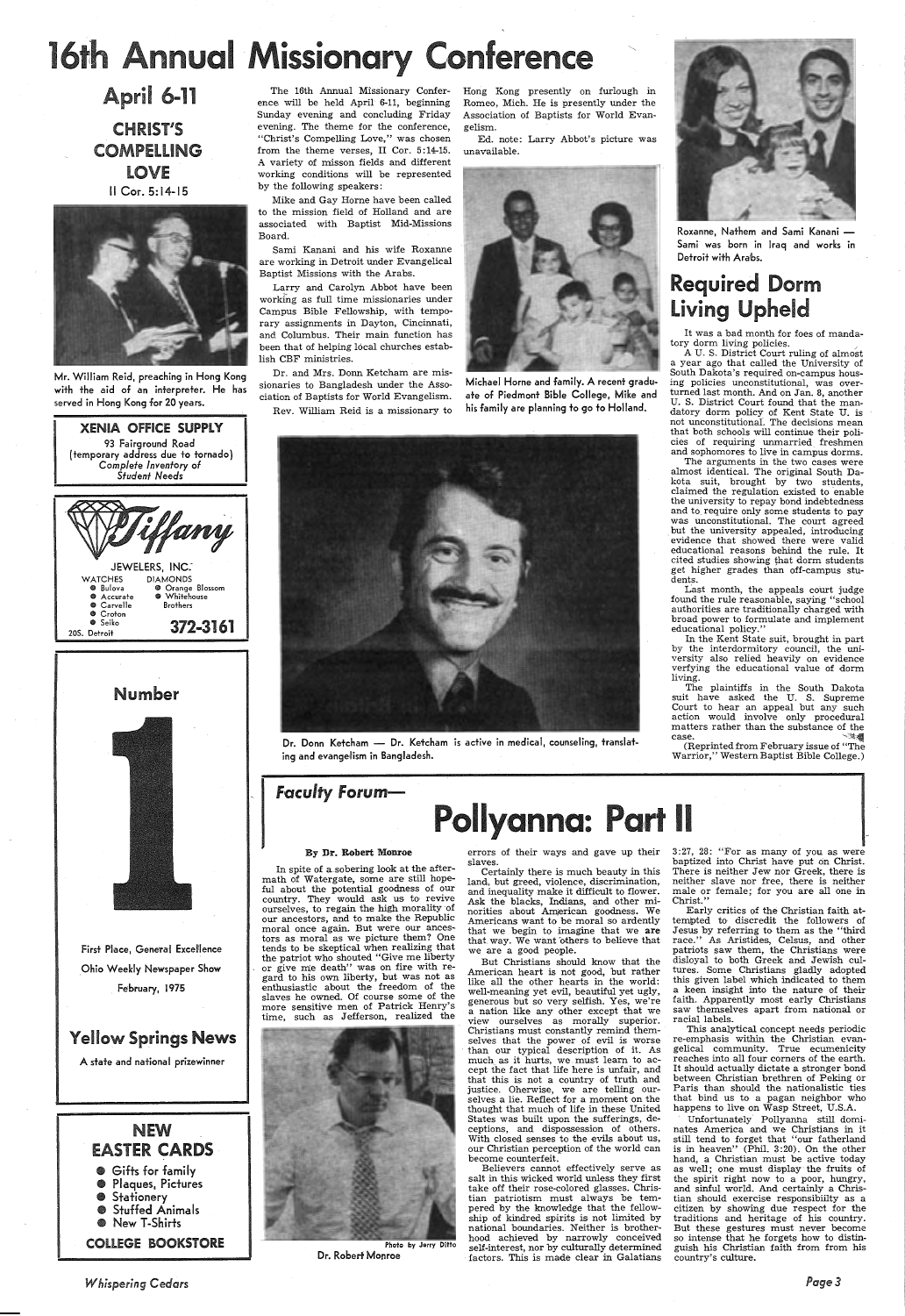# 16th Annual Missionary Conference

## April 6-11

### CHRIST'S COMPELLING LOVE

II Cor. 5:14-15

Mr. William Reid, preaching in Hong Kong with the aid of an interpreter. He has served in Hong Kong for 20 years.

The 16th Annual Missionary Conference will be held April 6-11, beginning Sunday evening and concluding Friday evening. The theme for the conference, "Christ's Compelling Love," was chosen from the theme verses, II Cor. 5:14-15. A variety of misson fields and different working conditions will be represented by the following speakers:

Mike and Gay Horne have been called to the mission field of Holland and are associated with Baptist Mid-Missions Board.

Sami Kanani and his wife Roxanne are working in Detroit under Evangelical Baptist Missions with the Arabs.

Larry and Carolyn Abbot have been working as full time missionaries under Campus Bible Fellowship, with temporary assignments in Dayton, Cincinnati, and Columbus. Their main function has been that of helping local churches establish CBF ministries.

Dr. and Mrs. Donn Ketcham are missionaries to Bangladesh under the Association of Baptists for World Evangelism.

Rev. William Reid is a missionary to Hong Kong presently on furlough in Romeo, Mich. He is presently under the Association of Baptists for World Evangelism.

Ed. note: Larry Abbot's picture was unavailable.

Michael Horne and family. A recent graduate of Piedmont Bible College, Mike and his family are planning to go to Holland.

Roxanne, Nathem and Sami Kanani — Sami was born in Iraq and works in Detroit with Arabs.

Dr. Donn Ketcham — Dr. Ketcham is active in medical, counseling, translating and evangelism in Bangladesh.

**XENIA OFFICE SUPPLY**
93 Fairground Road
(temporary address due to tornado)
*Complete Inventory of Student Needs*

**Tiffany JEWELERS, INC.**
WATCHES: Bulova, Accurate, Carvelle, Croton, Seiko
DIAMONDS: Orange Blossom, Whitehouse Brothers
20S. Detroit — 372-3161

**Number 1**
First Place, General Excellence
Ohio Weekly Newspaper Show
February, 1975

**Yellow Springs News**
A state and national prizewinner

**NEW EASTER CARDS**
- Gifts for family
- Plaques, Pictures
- Stationery
- Stuffed Animals
- New T-Shirts

**COLLEGE BOOKSTORE**

## Required Dorm Living Upheld

It was a bad month for foes of mandatory dorm living policies.

A U. S. District Court ruling of almost a year ago that called the University of South Dakota's required on-campus housing policies unconstitutional, was overturned last month. And on Jan. 8, another U. S. District Court found that the mandatory dorm policy of Kent State U. is not unconstitutional. The decisions mean that both schools will continue their policies of requiring unmarried freshmen and sophomores to live in campus dorms.

The arguments in the two cases were almost identical. The original South Dakota suit, brought by two students, claimed the regulation existed to enable the university to repay bond indebtedness and to require only some students to pay was unconstitutional. The court agreed but the university appealed, introducing evidence that showed there were valid educational reasons behind the rule. It cited studies showing that dorm students get higher grades than off-campus students.

Last month, the appeals court judge found the rule reasonable, saying "school authorities are traditionally charged with broad power to formulate and implement educational policy."

In the Kent State suit, brought in part by the interdormitory council, the university also relied heavily on evidence verfying the educational value of dorm living.

The plaintiffs in the South Dakota suit have asked the U. S. Supreme Court to hear an appeal but any such action would involve only procedural matters rather than the substance of the case.

(Reprinted from February issue of "The Warrior," Western Baptist Bible College.)

## *Faculty Forum—* Pollyanna: Part II

**By Dr. Robert Monroe**

In spite of a sobering look at the aftermath of Watergate, some are still hopeful about the potential goodness of our country. They would ask us to revive ourselves, to regain the high morality of our ancestors, and to make the Republic moral once again. But were our ancestors as moral as we picture them? One tends to be skeptical when realizing that the patriot who shouted "Give me liberty or give me death" was on fire with regard to his own liberty, but was not as enthusiastic about the freedom of the slaves he owned. Of course some of the more sensitive men of Patrick Henry's time, such as Jefferson, realized the errors of their ways and gave up their slaves.

Photo by Jerry Ditto
Dr. Robert Monroe

Certainly there is much beauty in this land, but greed, violence, discrimination, and inequality make it difficult to flower. Ask the blacks, Indians, and other minorities about American goodness. We Americans want to be moral so ardently that we begin to imagine that we **are** that way. We want others to believe that we are a good people.

But Christians should know that the American heart is not good, but rather like all the other hearts in the world: well-meaning yet evil, beautiful yet ugly, generous but so very selfish. Yes, we're a nation like any other except that we view ourselves as morally superior. Christians must constantly remind themselves that the power of evil is worse than our typical description of it. As much as it hurts, we must learn to accept the fact that life here is unfair, and that this is not a country of truth and justice. Otherwise, we are telling ourselves a lie. Reflect for a moment on the thought that much of life in these United States was built upon the sufferings, deceptions, and dispossession of others. With closed senses to the evils about us, our Christian perception of the world can become counterfeit.

Believers cannot effectively serve as salt in this wicked world unless they first take off their rose-colored glasses. Christian patriotism must always be tempered by the knowledge that the fellowship of kindred spirits is not limited by national boundaries. Neither is brotherhood achieved by narrowly conceived self-interest, nor by culturally determined factors. This is made clear in Galatians 3:27, 28: "For as many of you as were baptized into Christ have put on Christ. There is neither Jew nor Greek, there is neither slave nor free, there is neither male or female; for you are all one in Christ."

Early critics of the Christian faith attempted to discredit the followers of Jesus by referring to them as the "third race." As Aristides, Celsus, and other patriots saw them, the Christians were disloyal to both Greek and Jewish cultures. Some Christians gladly adopted this given label which indicated to them a keen insight into the nature of their faith. Apparently most early Christians saw themselves apart from national or racial labels.

This analytical concept needs periodic re-emphasis within the Christian evangelical community. True ecumenicity reaches into all four corners of the earth. It should actually dictate a stronger bond between Christian brethren of Peking or Paris than should the nationalistic ties that bind us to a pagan neighbor who happens to live on Wasp Street, U.S.A.

Unfortunately Pollyanna still dominates America and we Christians in it still tend to forget that "our fatherland is in heaven" (Phil. 3:20). On the other hand, a Christian must be active today as well; one must display the fruits of the spirit right now to a poor, hungry, and sinful world. And certainly a Christian should exercise responsibiilty as a citizen by showing due respect for the traditions and heritage of his country. But these gestures must never become so intense that he forgets how to distinguish his Christian faith from from his country's culture.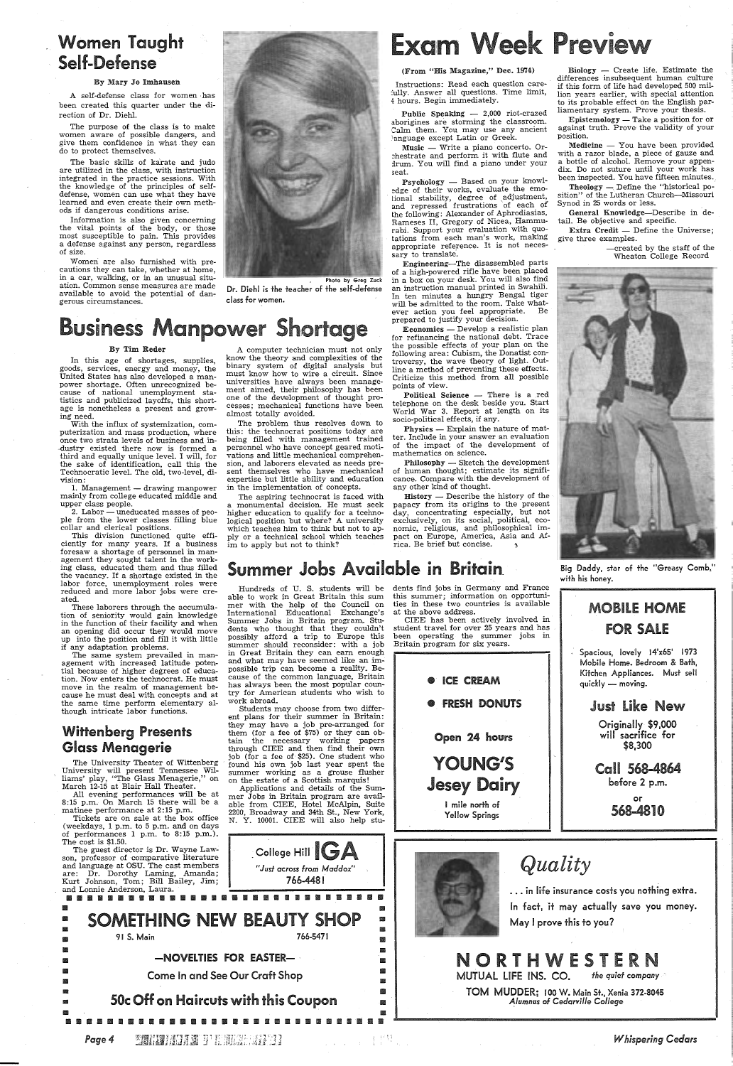## Women Taught Self-Defense

By Mary Jo Imhausen

A self-defense class for women has been created this quarter under the direction of Dr. Diehl.

The purpose of the class is to make women aware of possible dangers, and give them confidence in what they can do to protect themselves.

The basic skills of karate and judo are utilized in the class, with instruction integrated in the practice sessions. With the knowledge of the principles of self-defense, women can use what they have learned and even create their own methods if dangerous conditions arise.

Information is also given concerning the vital points of the body, or those most susceptible to pain. This provides a defense against any person, regardless of size.

Women are also furnished with precautions they can take, whether at home, in a car, walking, or in an unusual situation. Common sense measures are made available to avoid the potential of dangerous circumstances.

Photo by Greg Zuck

Dr. Diehl is the teacher of the self-defense class for women.

# Business Manpower Shortage

By Tim Reder

In this age of shortages, supplies, goods, services, energy and money, the United States has also developed a manpower shortage. Often unrecognized because of national unemployment statistics and publicized layoffs, this shortage is nonetheless a present and growing need.

With the influx of systemization, computerization and mass production, where once two strata levels of business and industry existed there now is formed a third and equally unique level. I will, for the sake of identification, call this the Technocratic level. The old, two-level, division:

1. Management — drawing manpower mainly from college educated middle and upper class people.
2. Labor — uneducated masses of people from the lower classes filling blue collar and clerical positions.

This division functioned quite efficiently for many years. If a business foresaw a shortage of personnel in management they sought talent in the working class, educated them and thus filled the vacancy. If a shortage existed in the labor force, unemployment roles were reduced and more labor jobs were created.

These laborers through the accumulation of seniority would gain knowledge in the function of their facility and when an opening did occur they would move up into the position and fill it with little if any adaptation problems.

The same system prevailed in management with increased latitude potential because of higher degrees of education. Now enters the technocrat. He must move in the realm of management because he must deal with concepts and at the same time perform elementary although intricate labor functions.

A computer technician must not only know the theory and complexities of the binary system of digital analysis but must know how to wire a circuit. Since universities have always been management aimed, their philosophy has been one of the development of thought processes; mechanical functions have been almost totally avoided.

The problem thus resolves down to this: the technocrat positions today are being filled with management trained personnel who have concept geared motivations and little mechanical comprehension, and laborers elevated as needs present themselves who have mechanical expertise but little ability and education in the implementation of concepts.

The aspiring technocrat is faced with a monumental decision. He must seek higher education to qualify for a technological position but where? A university which teaches him to think but not to apply or a technical school which teaches im to apply but not to think?

## Wittenberg Presents Glass Menagerie

The University Theater of Wittenberg University will present Tennessee Williams' play, "The Glass Menagerie," on March 12-15 at Blair Hall Theater.

All evening performances will be at 8:15 p.m. On March 15 there will be a matinee performance at 2:15 p.m.

Tickets are on sale at the box office (weekdays, 1 p.m. to 5 p.m. and on days of performances 1 p.m. to 8:15 p.m.). The cost is $1.50.

The guest director is Dr. Wayne Lawson, professor of comparative literature and language at OSU. The cast members are: Dr. Dorothy Laming, Amanda; Kurt Johnson, Tom; Bill Bailey, Jim; and Lonnie Anderson, Laura.

# Exam Week Preview

(From "His Magazine," Dec. 1974)

Instructions: Read each question carefully. Answer all questions. Time limit, 4 hours. Begin immediately.

**Public Speaking** — 2,000 riot-crazed aborigines are storming the classroom. Calm them. You may use any ancient language except Latin or Greek.

**Music** — Write a piano concerto. Orchestrate and perform it with flute and drum. You will find a piano under your seat.

**Psychology** — Based on your knowledge of their works, evaluate the emotional stability, degree of adjustment, and repressed frustrations of each of the following: Alexander of Aphrodiasias, Rameses II, Gregory of Nicea, Hammurabi. Support your evaluation with quotations from each man's work, making appropriate reference. It is not necessary to translate.

**Engineering**—The disassembled parts of a high-powered rifle have been placed in a box on your desk. You will also find an instruction manual printed in Swahili. In ten minutes a hungry Bengal tiger will be admitted to the room. Take whatever action you feel appropriate. Be prepared to justify your decision.

**Economics** — Develop a realistic plan for refinancing the national debt. Trace the possible effects of your plan on the following area: Cubism, the Donatist controversy, the wave theory of light. Outline a method of preventing these effects. Criticize this method from all possible points of view.

**Political Science** — There is a red telephone on the desk beside you. Start World War 3. Report at length on its socio-political effects, if any.

**Physics** — Explain the nature of matter. Include in your answer an evaluation of the impact of the development of mathematics on science.

**Philosophy** — Sketch the development of human thought; estimate its significance. Compare with the development of any other kind of thought.

**History** — Describe the history of the papacy from its origins to the present day, concentrating especially, but not exclusively, on its social, political, economic, religious, and philosophical impact on Europe, America, Asia and Africa. Be brief but concise.

**Biology** — Create life. Estimate the differences insubsequent human culture if this form of life had developed 500 million years earlier, with special attention to its probable effect on the English parliamentary system. Prove your thesis.

**Epistemology** — Take a position for or against truth. Prove the validity of your position.

**Medicine** — You have been provided with a razor blade, a piece of gauze and a bottle of alcohol. Remove your appendix. Do not suture until your work has been inspected. You have fifteen minutes.

**Theology** — Define the "historical position" of the Lutheran Church—Missouri Synod in 25 words or less.

**General Knowledge**—Describe in detail. Be objective and specific.

**Extra Credit** — Define the Universe; give three examples.

—created by the staff of the Wheaton College Record

Big Daddy, star of the "Greasy Comb," with his honey.

# Summer Jobs Available in Britain

Hundreds of U. S. students will be able to work in Great Britain this summer with the help of the Council on International Educational Exchange's Summer Jobs in Britain program. Students who thought that they couldn't possibly afford a trip to Europe this summer should reconsider: with a job in Great Britain they can earn enough and what may have seemed like an impossible trip can become a reality. Because of the common language, Britain has always been the most popular country for American students who wish to work abroad.

Students may choose from two different plans for their summer in Britain: they may have a job pre-arranged for them (for a fee of $75) or they can obtain the necessary working papers through CIEE and then find their own job (for a fee of $25). One student who found his own job last year spent the summer working as a grouse flusher on the estate of a Scottish marquis!

Applications and details of the Summer Jobs in Britain program are available from CIEE, Hotel McAlpin, Suite 2200, Broadway and 34th St., New York, N. Y. 10001. CIEE will also help students find jobs in Germany and France this summer; information on opportunities in these two countries is available at the above address.

CIEE has been actively involved in student travel for over 25 years and has been operating the summer jobs in Britain program for six years.

---

**MOBILE HOME FOR SALE**

Spacious, lovely 14'x65' 1973 Mobile Home. Bedroom & Bath, Kitchen Appliances. Must sell quickly — moving.

**Just Like New**

Originally $9,000 will sacrifice for $8,300

Call 568-4864 before 2 p.m. or 568-4810

---

- ICE CREAM
- FRESH DONUTS

Open 24 hours

**YOUNG'S Jesey Dairy**

1 mile north of Yellow Springs

---

College Hill **IGA**

*"Just across from Maddox"*

766-4481

---

**SOMETHING NEW BEAUTY SHOP**

91 S. Main 766-5471

—NOVELTIES FOR EASTER—

Come In and See Our Craft Shop

**50c Off on Haircuts with this Coupon**

---

*Quality*

... in life insurance costs you nothing extra. In fact, it may actually save you money. May I prove this to you?

**NORTHWESTERN**

MUTUAL LIFE INS. CO. *the quiet company*

TOM MUDDER; 100 W. Main St., Xenia 372-8045

*Alumnus of Cedarville College*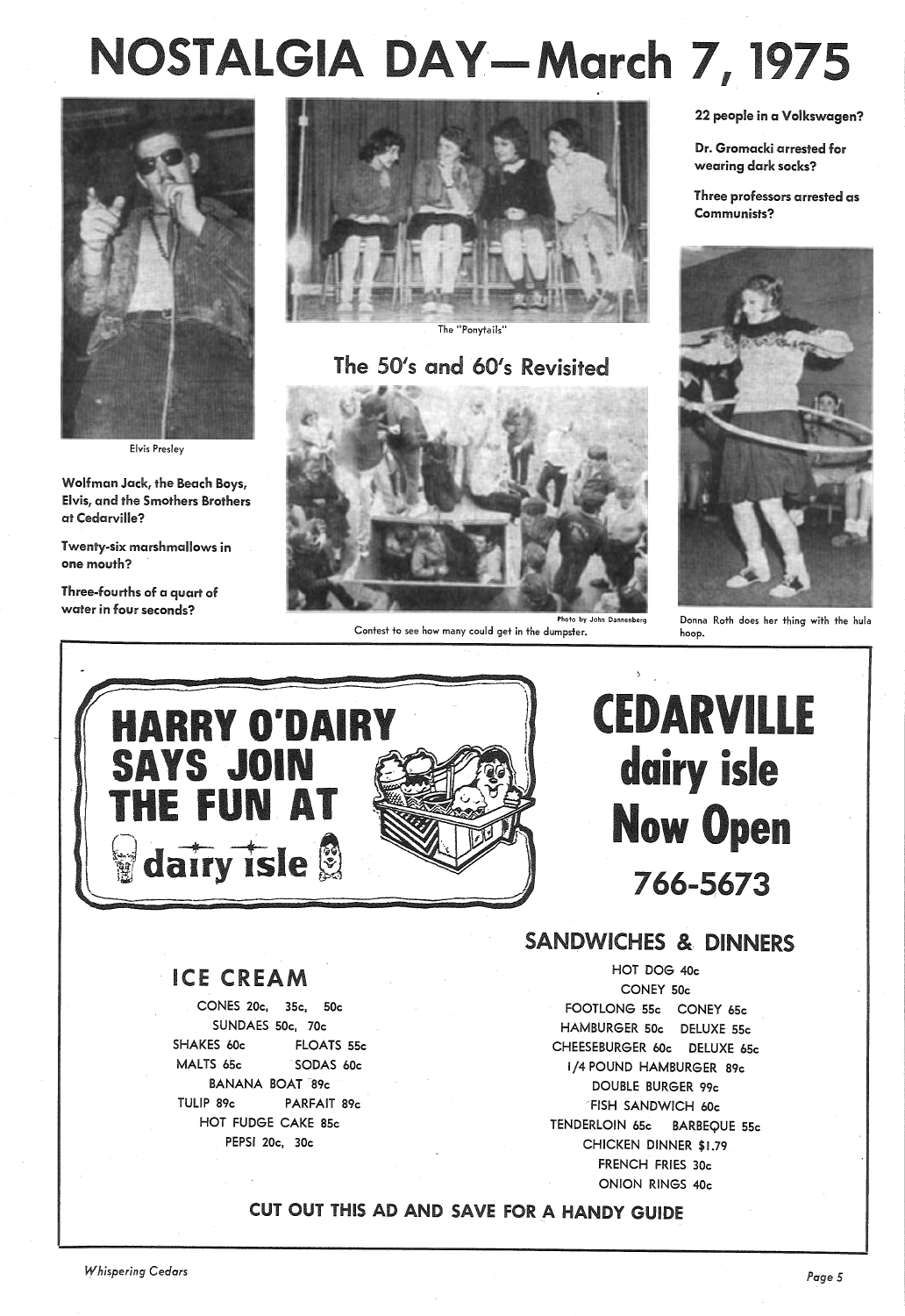# NOSTALGIA DAY—March 7, 1975

Elvis Presley

The "Ponytails"

## The 50's and 60's Revisited

Photo by John Dannenberg

Contest to see how many could get in the dumpster.

**22 people in a Volkswagen?**

**Dr. Gromacki arrested for wearing dark socks?**

**Three professors arrested as Communists?**

Donna Roth does her thing with the hula hoop.

**Wolfman Jack, the Beach Boys, Elvis, and the Smothers Brothers at Cedarville?**

**Twenty-six marshmallows in one mouth?**

**Three-fourths of a quart of water in four seconds?**

---

**HARRY O'DAIRY SAYS JOIN THE FUN AT dairy isle**

# CEDARVILLE dairy isle Now Open

## 766-5673

### ICE CREAM

CONES 20c, 35c, 50c
SUNDAES 50c, 70c
SHAKES 60c    FLOATS 55c
MALTS 65c    SODAS 60c
BANANA BOAT 89c
TULIP 89c    PARFAIT 89c
HOT FUDGE CAKE 85c
PEPSI 20c, 30c

### SANDWICHES & DINNERS

HOT DOG 40c
CONEY 50c
FOOTLONG 55c    CONEY 65c
HAMBURGER 50c    DELUXE 55c
CHEESEBURGER 60c    DELUXE 65c
1/4 POUND HAMBURGER 89c
DOUBLE BURGER 99c
FISH SANDWICH 60c
TENDERLOIN 65c    BARBEQUE 55c
CHICKEN DINNER $1.79
FRENCH FRIES 30c
ONION RINGS 40c

**CUT OUT THIS AD AND SAVE FOR A HANDY GUIDE**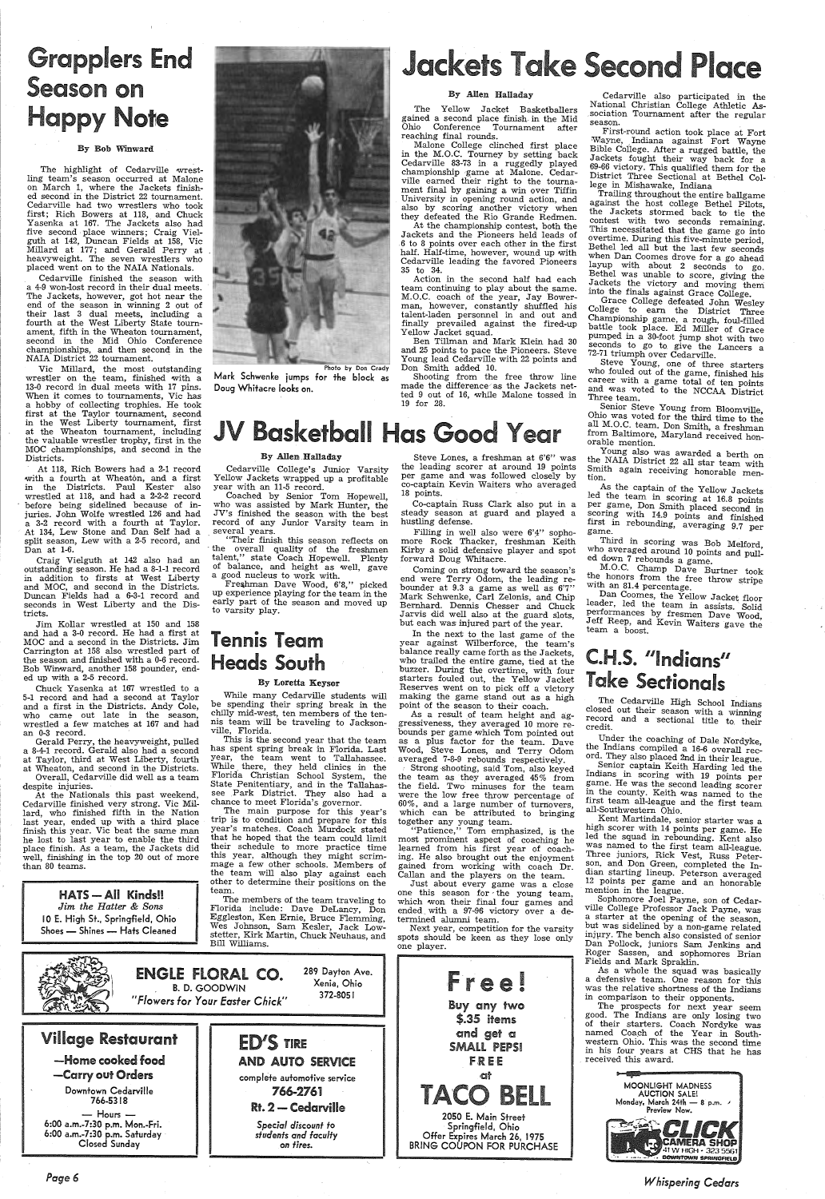# Grapplers End Season on Happy Note

By Bob Winward

The highlight of Cedarville wrestling team's season occurred at Malone on March 1, where the Jackets finished second in the District 22 tournament. Cedarville had two wrestlers who took first; Rich Bowers at 118, and Chuck Yasenka at 167. The Jackets also had five second place winners; Craig Vielguth at 142, Duncan Fields at 158, Vic Millard at 177; and Gerald Perry at heavyweight. The seven wrestlers who placed went on to the NAIA Nationals.

Cedarville finished the season with a 4-9 won-lost record in their dual meets. The Jackets, however, got hot near the end of the season in winning 2 out of their last 3 dual meets, including a fourth at the West Liberty State tournament, fifth in the Wheaton tournament, second in the Mid Ohio Conference championships, and then second in the NAIA District 22 tournament.

Vic Millard, the most outstanding wrestler on the team, finished with a 13-0 record in dual meets with 17 pins. When it comes to tournaments, Vic has a hobby of collecting trophies. He took first at the Taylor tournament, second in the West Liberty tournament, first at the Wheaton tournament, including the valuable wrestler trophy, first in the MOC championships, and second in the Districts.

At 118, Rich Bowers had a 2-1 record with a fourth at Wheaton, and a first in the Districts. Paul Kester also wrestled at 118, and had a 2-2-2 record before being sidelined because of injuries. John Wolfe wrestled 126 and had a 3-2 record with a fourth at Taylor. At 134, Lew Stone and Dan Self had a split season, Lew with a 2-5 record, and Dan at 1-6.

Craig Vielguth at 142 also had an outstanding season. He had a 8-1-1 record in addition to firsts at West Liberty and MOC, and second in the Districts. Duncan Fields had a 6-3-1 record and seconds in West Liberty and the Districts.

Jim Kollar wrestled at 150 and 158 and had a 3-0 record. He had a first at MOC and a second in the Districts. Jim Carrington at 158 also wrestled part of the season and finished with a 0-6 record. Bob Winward, another 158 pounder, ended up with a 2-5 record.

Chuck Yasenka at 167 wrestled to a 5-1 record and had a second at Taylor and a first in the Districts. Andy Cole, who came out late in the season, wrestled a few matches at 167 and had an 0-3 record.

Gerald Perry, the heavyweight, pulled a 8-4-1 record. Gerald also had a second at Taylor, third at West Liberty, fourth at Wheaton, and second in the Districts.

Overall, Cedarville did well as a team despite injuries.

At the Nationals this past weekend, Cedarville finished very strong. Vic Millard, who finished fifth in the Nation last year, ended up with a third place finish this year. Vic beat the same man he lost to last year to enable the third place finish. As a team, the Jackets did well, finishing in the top 20 out of more than 80 teams.

**HATS — All Kinds!!**
*Jim the Hatter & Sons*
10 E. High St., Springfield, Ohio
Shoes — Shines — Hats Cleaned

Photo by Don Crady

Mark Schwenke jumps for the block as Doug Whitacre looks on.

# Jackets Take Second Place

By Allen Halladay

The Yellow Jacket Basketballers gained a second place finish in the Mid Ohio Conference Tournament after reaching final rounds.

Malone College clinched first place in the M.O.C. Tourney by setting back Cedarville 83-73 in a ruggedly played championship game at Malone. Cedarville earned their right to the tournament final by gaining a win over Tiffin University in opening round action, and also by scoring another victory when they defeated the Rio Grande Redmen.

At the championship contest, both the Jackets and the Pioneers held leads of 6 to 8 points over each other in the first half. Half-time, however, wound up with Cedarville leading the favored Pioneers 35 to 34.

Action in the second half had each team continuing to play about the same. M.O.C. coach of the year, Jay Bowerman, however, constantly shuffled his talent-laden personnel in and out and finally prevailed against the fired-up Yellow Jacket squad.

Ben Tillman and Mark Klein had 30 and 25 points to pace the Pioneers. Steve Young lead Cedarville with 22 points and Don Smith added 10.

Shooting from the free throw line made the difference as the Jackets netted 9 out of 16, while Malone tossed in 19 for 28.

Cedarville also participated in the National Christian College Athletic Association Tournament after the regular season.

First-round action took place at Fort Wayne, Indiana against Fort Wayne Bible College. After a rugged battle, the Jackets fought their way back for a 69-66 victory. This qualified them for the District Three Sectional at Bethel College in Mishawake, Indiana

Trailing throughout the entire ballgame against the host college Bethel Pilots, the Jackets stormed back to tie the contest with two seconds remaining. This necessitated that the game go into overtime. During this five-minute period, Bethel led all but the last few seconds when Dan Coomes drove for a go ahead layup with about 2 seconds to go. Bethel was unable to score, giving the Jackets the victory and moving them into the finals against Grace College.

Grace College defeated John Wesley College to earn the District Three Championship game, a rough, foul-filled battle took place. Ed Miller of Grace pumped in a 30-foot jump shot with two seconds to go to give the Lancers a 72-71 triumph over Cedarville.

Steve Young, one of three starters who fouled out of the game, finished his career with a game total of ten points and was voted to the NCCAA District Three team.

Senior Steve Young from Bloomville, Ohio was voted for the third time to the all M.O.C. team. Don Smith, a freshman from Baltimore, Maryland received honorable mention.

Young also was awarded a berth on the NAIA District 22 all star team with Smith again receiving honorable mention.

As the captain of the Yellow Jackets led the team in scoring at 16.8 points per game, Don Smith placed second in scoring with 14.9 points and finished first in rebounding, averaging 9.7 per game.

Third in scoring was Bob Melford, who averaged around 10 points and pulled down 7 rebounds a game.

M.O.C. Champ Dave Burtner took the honors from the free throw stripe with an 81.4 percentage.

Dan Coomes, the Yellow Jacket floor leader, led the team in assists. Solid performances by fresmen Dave Wood, Jeff Reep, and Kevin Waiters gave the team a boost.

# JV Basketball Has Good Year

By Allen Halladay

Cedarville College's Junior Varsity Yellow Jackets wrapped up a profitable year with an 11-5 record.

Coached by Senior Tom Hopewell, who was assisted by Mark Hunter, the JV's finished the season with the best record of any Junior Varsity team in several years.

"Their finish this season reflects on the overall quality of the freshmen talent," state Coach Hopewell. Plenty of balance, and height as well, gave a good nucleus to work with.

Freshman Dave Wood, 6'8," picked up experience playing for the team in the early part of the season and moved up to varsity play.

Steve Lones, a freshman at 6'6" was the leading scorer at around 19 points per game and was followed closely by co-captain Kevin Waiters who averaged 18 points.

Co-captain Russ Clark also put in a steady season at guard and played a hustling defense.

Filling in well also were 6'4" sophomore Rock Thacker, freshman Keith Kirby a solid defensive player and spot forward Doug Whitacre.

Coming on strong toward the season's end were Terry Odom, the leading rebounder at 9.3 a game as well as 6'7" Mark Schwenke, Carl Zelonis, and Chip Bernhard. Dennis Chesser and Chuck Jarvis did well also at the guard slots, but each was injured part of the year.

In the next to the last game of the year against Wilberforce, the team's balance really came forth as the Jackets, who trailed the entire game, tied at the buzzer. During the overtime, with four starters fouled out, the Yellow Jacket Reserves went on to pick off a victory making the game stand out as a high point of the season to their coach.

As a result of team height and aggressiveness, they averaged 10 more rebounds per game which Tom pointed out as a plus factor for the team. Dave Wood, Steve Lones, and Terry Odom averaged 7-8-9 rebounds respectively.

Strong shooting, said Tom, also keyed the team as they averaged 45% from the field. Two minutes for the team were the low free throw percentage of 60%, and a large number of turnovers, which can be attributed to bringing together any young team.

"Patience," Tom emphasized, is the most prominent aspect of coaching he learned from his first year of coaching. He also brought out the enjoyment gained from working with coach Dr. Callan and the players on the team.

Just about every game was a close one this season for the young team, which won their final four games and ended with a 97-96 victory over a determined alumni team.

Next year, competition for the varsity spots should be keen as they lose only one player.

# Tennis Team Heads South

By Loretta Keysor

While many Cedarville students will be spending their spring break in the chilly mid-west, ten members of the tennis team will be traveling to Jacksonville, Florida.

This is the second year that the team has spent spring break in Florida. Last year, the team went to Tallahassee. While there, they held clinics in the Florida Christian School System, the State Penitentiary, and in the Tallahassee Park District. They also had a chance to meet Florida's governor.

The main purpose for this year's trip is to condition and prepare for this year's matches. Coach Murdock stated that he hoped that the team could limit their schedule to more practice time this year, although they might scrimmage a few other schools. Members of the team will also play against each other to determine their positions on the team.

The members of the team traveling to Florida include: Dave DeLancy, Don Eggleston, Ken Ernie, Bruce Flemming, Wes Johnson, Sam Kesler, Jack Lowstetter, Kirk Martin, Chuck Neuhaus, and Bill Williams.

# C.H.S. "Indians" Take Sectionals

The Cedarville High School Indians closed out their season with a winning record and a sectional title to their credit.

Under the coaching of Dale Nordyke, the Indians compiled a 16-6 overall record. They also placed 2nd in their league.

Senior captain Keith Harding led the Indians in scoring with 19 points per game. He was the second leading scorer in the county. Keith was named to the first team all-league and the first team all-Southwestern Ohio.

Kent Martindale, senior starter was a high scorer with 14 points per game. He led the squad in rebounding. Kent also was named to the first team all-league. Three juniors, Rick Vest, Russ Peterson, and Don Green, completed the Indian starting lineup. Peterson averaged 12 points per game and an honorable mention in the league.

Sophomore Joel Payne, son of Cedarville College Professor Jack Payne, was a starter at the opening of the season, but was sidelined by a non-game related injury. The bench also consisted of senior Dan Pollock, juniors Sam Jenkins and Roger Sassen, and sophomores Brian Fields and Mark Spraklin.

As a whole the squad was basically a defensive team. One reason for this was the relative shortness of the Indians in comparison to their opponents.

The prospects for next year seem good. The Indians are only losing two of their starters. Coach Nordyke was named Coach of the Year in Southwestern Ohio. This was the second time in his four years at CHS that he has received this award.

**MOONLIGHT MADNESS AUCTION SALE!**
Monday, March 24th — 8 p.m.
Preview Now.

**CLICK CAMERA SHOP**
41 W HIGH · 323-5561
DOWNTOWN SPRINGFIELD

**ENGLE FLORAL CO.**
B. D. GOODWIN
289 Dayton Ave.
Xenia, Ohio
372-8051
*"Flowers for Your Easter Chick"*

**Village Restaurant**
—Home cooked food
—Carry out Orders
Downtown Cedarville
766-5318
— Hours —
6:00 a.m.-7:30 p.m. Mon.-Fri.
6:00 a.m.-7:30 p.m. Saturday
Closed Sunday

**ED'S TIRE AND AUTO SERVICE**
complete automotive service
766-2761
Rt. 2 — Cedarville
*Special discount to students and faculty on tires.*

**Free!**
Buy any two $.35 items and get a SMALL PEPSI FREE at
**TACO BELL**
2050 E. Main Street
Springfield, Ohio
Offer Expires March 26, 1975
BRING COUPON FOR PURCHASE